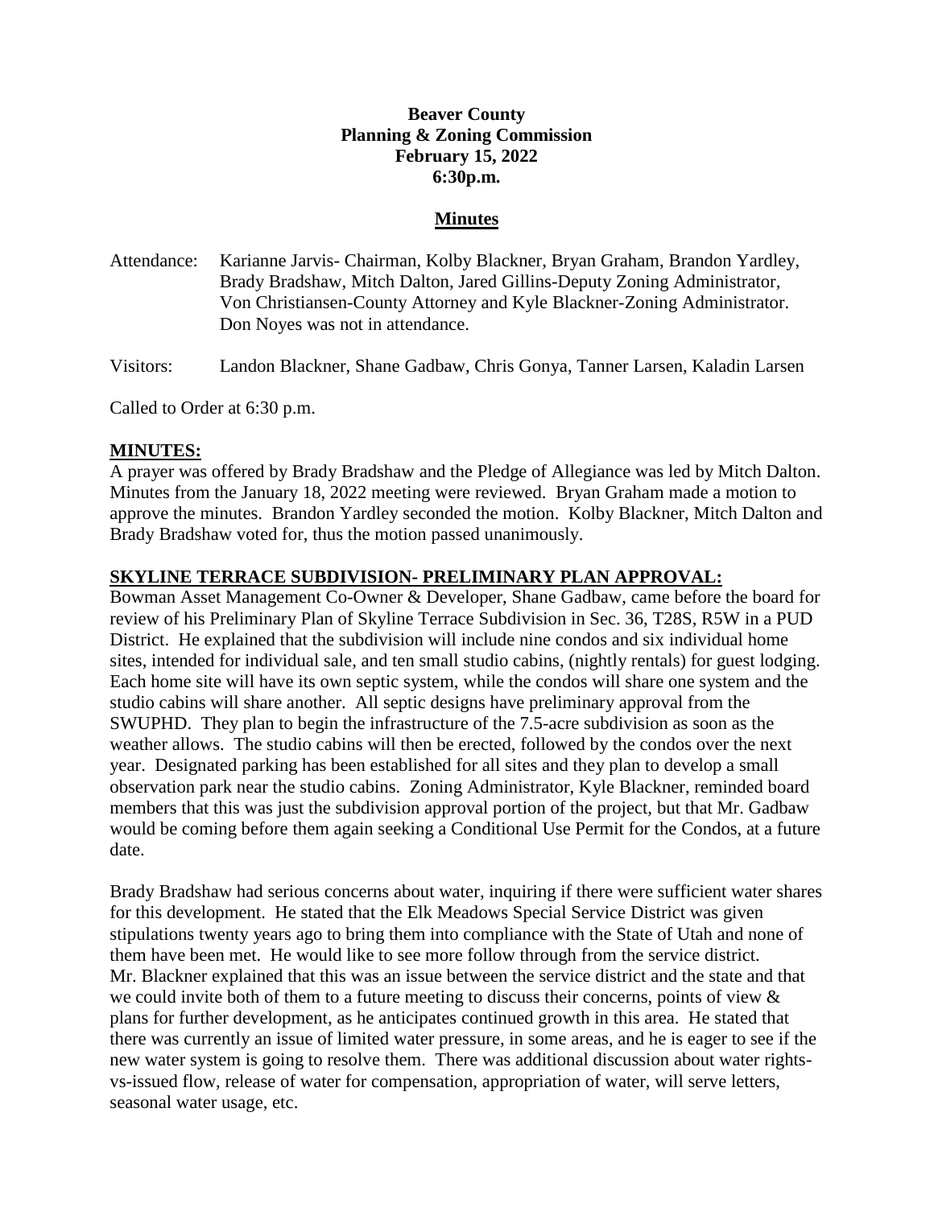**Beaver County**
**Planning & Zoning Commission**
**February 15, 2022**
**6:30p.m.**

## Minutes

Attendance: Karianne Jarvis- Chairman, Kolby Blackner, Bryan Graham, Brandon Yardley, Brady Bradshaw, Mitch Dalton, Jared Gillins-Deputy Zoning Administrator, Von Christiansen-County Attorney and Kyle Blackner-Zoning Administrator. Don Noyes was not in attendance.

Visitors: Landon Blackner, Shane Gadbaw, Chris Gonya, Tanner Larsen, Kaladin Larsen

Called to Order at 6:30 p.m.

### MINUTES:

A prayer was offered by Brady Bradshaw and the Pledge of Allegiance was led by Mitch Dalton. Minutes from the January 18, 2022 meeting were reviewed. Bryan Graham made a motion to approve the minutes. Brandon Yardley seconded the motion. Kolby Blackner, Mitch Dalton and Brady Bradshaw voted for, thus the motion passed unanimously.

### SKYLINE TERRACE SUBDIVISION- PRELIMINARY PLAN APPROVAL:

Bowman Asset Management Co-Owner & Developer, Shane Gadbaw, came before the board for review of his Preliminary Plan of Skyline Terrace Subdivision in Sec. 36, T28S, R5W in a PUD District. He explained that the subdivision will include nine condos and six individual home sites, intended for individual sale, and ten small studio cabins, (nightly rentals) for guest lodging. Each home site will have its own septic system, while the condos will share one system and the studio cabins will share another. All septic designs have preliminary approval from the SWUPHD. They plan to begin the infrastructure of the 7.5-acre subdivision as soon as the weather allows. The studio cabins will then be erected, followed by the condos over the next year. Designated parking has been established for all sites and they plan to develop a small observation park near the studio cabins. Zoning Administrator, Kyle Blackner, reminded board members that this was just the subdivision approval portion of the project, but that Mr. Gadbaw would be coming before them again seeking a Conditional Use Permit for the Condos, at a future date.

Brady Bradshaw had serious concerns about water, inquiring if there were sufficient water shares for this development. He stated that the Elk Meadows Special Service District was given stipulations twenty years ago to bring them into compliance with the State of Utah and none of them have been met. He would like to see more follow through from the service district. Mr. Blackner explained that this was an issue between the service district and the state and that we could invite both of them to a future meeting to discuss their concerns, points of view & plans for further development, as he anticipates continued growth in this area. He stated that there was currently an issue of limited water pressure, in some areas, and he is eager to see if the new water system is going to resolve them. There was additional discussion about water rights-vs-issued flow, release of water for compensation, appropriation of water, will serve letters, seasonal water usage, etc.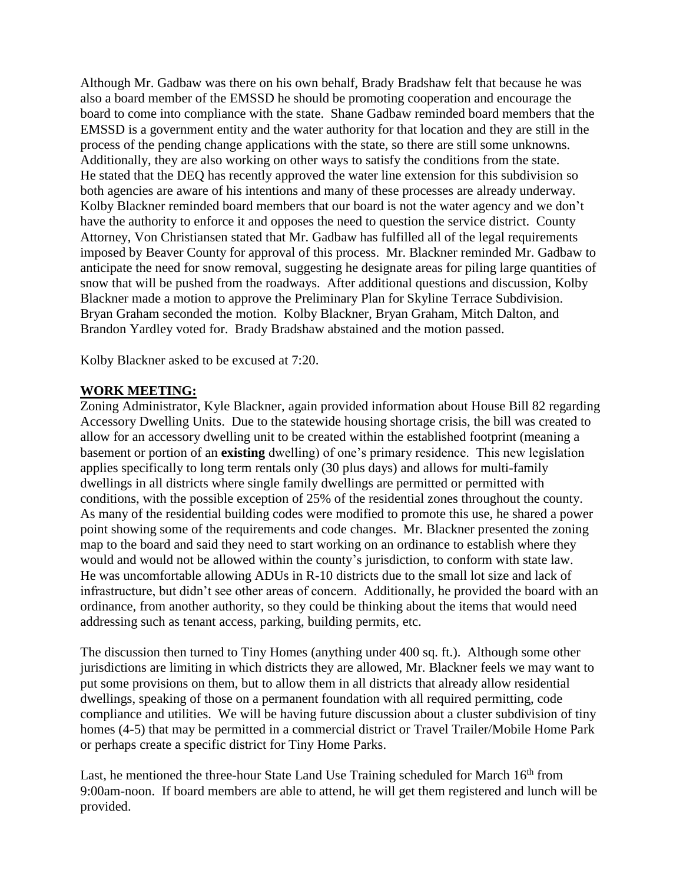Although Mr. Gadbaw was there on his own behalf, Brady Bradshaw felt that because he was also a board member of the EMSSD he should be promoting cooperation and encourage the board to come into compliance with the state. Shane Gadbaw reminded board members that the EMSSD is a government entity and the water authority for that location and they are still in the process of the pending change applications with the state, so there are still some unknowns. Additionally, they are also working on other ways to satisfy the conditions from the state. He stated that the DEQ has recently approved the water line extension for this subdivision so both agencies are aware of his intentions and many of these processes are already underway. Kolby Blackner reminded board members that our board is not the water agency and we don't have the authority to enforce it and opposes the need to question the service district. County Attorney, Von Christiansen stated that Mr. Gadbaw has fulfilled all of the legal requirements imposed by Beaver County for approval of this process. Mr. Blackner reminded Mr. Gadbaw to anticipate the need for snow removal, suggesting he designate areas for piling large quantities of snow that will be pushed from the roadways. After additional questions and discussion, Kolby Blackner made a motion to approve the Preliminary Plan for Skyline Terrace Subdivision. Bryan Graham seconded the motion. Kolby Blackner, Bryan Graham, Mitch Dalton, and Brandon Yardley voted for. Brady Bradshaw abstained and the motion passed.

Kolby Blackner asked to be excused at 7:20.

**WORK MEETING:**

Zoning Administrator, Kyle Blackner, again provided information about House Bill 82 regarding Accessory Dwelling Units. Due to the statewide housing shortage crisis, the bill was created to allow for an accessory dwelling unit to be created within the established footprint (meaning a basement or portion of an **existing** dwelling) of one's primary residence. This new legislation applies specifically to long term rentals only (30 plus days) and allows for multi-family dwellings in all districts where single family dwellings are permitted or permitted with conditions, with the possible exception of 25% of the residential zones throughout the county. As many of the residential building codes were modified to promote this use, he shared a power point showing some of the requirements and code changes. Mr. Blackner presented the zoning map to the board and said they need to start working on an ordinance to establish where they would and would not be allowed within the county's jurisdiction, to conform with state law. He was uncomfortable allowing ADUs in R-10 districts due to the small lot size and lack of infrastructure, but didn't see other areas of concern. Additionally, he provided the board with an ordinance, from another authority, so they could be thinking about the items that would need addressing such as tenant access, parking, building permits, etc.

The discussion then turned to Tiny Homes (anything under 400 sq. ft.). Although some other jurisdictions are limiting in which districts they are allowed, Mr. Blackner feels we may want to put some provisions on them, but to allow them in all districts that already allow residential dwellings, speaking of those on a permanent foundation with all required permitting, code compliance and utilities. We will be having future discussion about a cluster subdivision of tiny homes (4-5) that may be permitted in a commercial district or Travel Trailer/Mobile Home Park or perhaps create a specific district for Tiny Home Parks.

Last, he mentioned the three-hour State Land Use Training scheduled for March 16th from 9:00am-noon. If board members are able to attend, he will get them registered and lunch will be provided.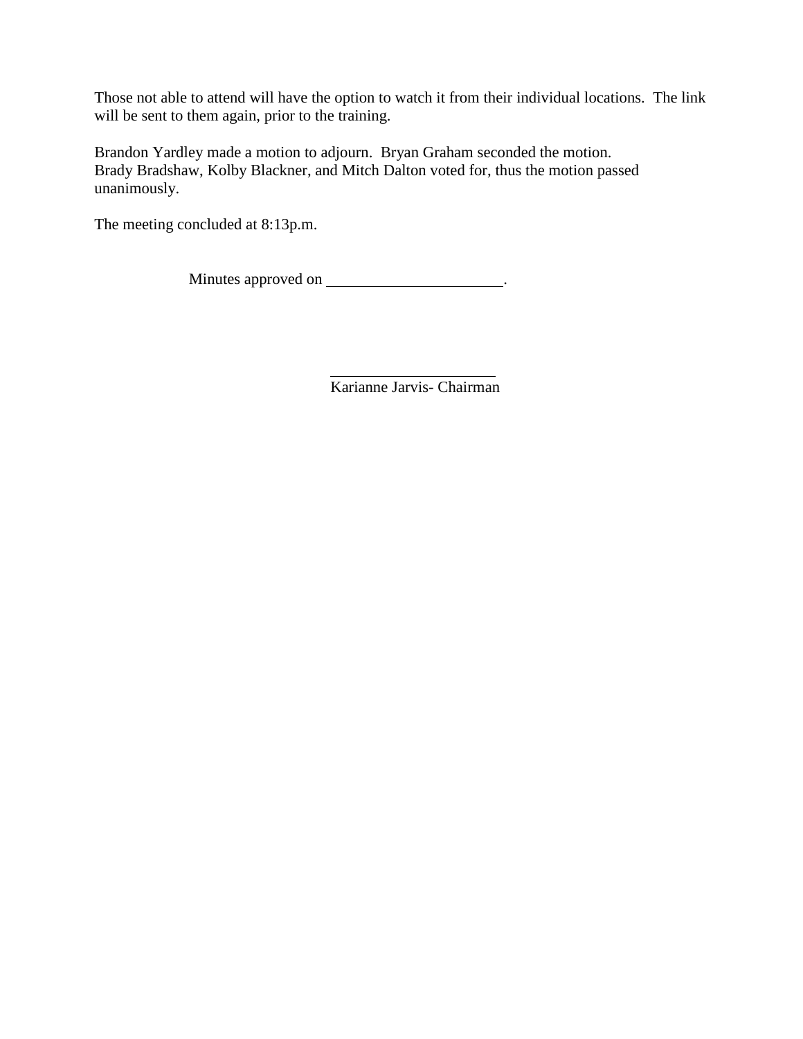Those not able to attend will have the option to watch it from their individual locations. The link will be sent to them again, prior to the training.

Brandon Yardley made a motion to adjourn. Bryan Graham seconded the motion.
Brady Bradshaw, Kolby Blackner, and Mitch Dalton voted for, thus the motion passed unanimously.

The meeting concluded at 8:13p.m.

Minutes approved on \_\_\_\_\_\_\_\_\_\_\_\_\_\_\_\_\_\_\_\_\_\_.

\_\_\_\_\_\_\_\_\_\_\_\_\_\_\_\_\_\_\_\_\_\_
Karianne Jarvis- Chairman